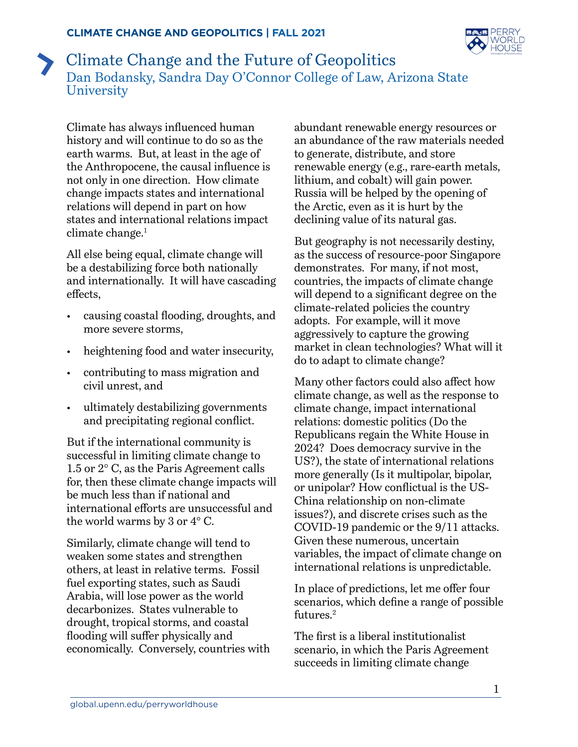# Climate Change and the Future of Geopolitics

## Dan Bodansky, Sandra Day O'Connor College of Law, Arizona State University

Climate has always influenced human history and will continue to do so as the earth warms. But, at least in the age of the Anthropocene, the causal influence is not only in one direction. How climate change impacts states and international relations will depend in part on how states and international relations impact climate change.[1]

All else being equal, climate change will be a destabilizing force both nationally and internationally. It will have cascading effects,

- causing coastal flooding, droughts, and more severe storms,
- heightening food and water insecurity,
- contributing to mass migration and civil unrest, and
- ultimately destabilizing governments and precipitating regional conflict.

But if the international community is successful in limiting climate change to 1.5 or 2° C, as the Paris Agreement calls for, then these climate change impacts will be much less than if national and international efforts are unsuccessful and the world warms by 3 or 4° C.

Similarly, climate change will tend to weaken some states and strengthen others, at least in relative terms. Fossil fuel exporting states, such as Saudi Arabia, will lose power as the world decarbonizes. States vulnerable to drought, tropical storms, and coastal flooding will suffer physically and economically. Conversely, countries with abundant renewable energy resources or an abundance of the raw materials needed to generate, distribute, and store renewable energy (e.g., rare-earth metals, lithium, and cobalt) will gain power. Russia will be helped by the opening of the Arctic, even as it is hurt by the declining value of its natural gas.

But geography is not necessarily destiny, as the success of resource-poor Singapore demonstrates. For many, if not most, countries, the impacts of climate change will depend to a significant degree on the climate-related policies the country adopts. For example, will it move aggressively to capture the growing market in clean technologies? What will it do to adapt to climate change?

Many other factors could also affect how climate change, as well as the response to climate change, impact international relations: domestic politics (Do the Republicans regain the White House in 2024? Does democracy survive in the US?), the state of international relations more generally (Is it multipolar, bipolar, or unipolar? How conflictual is the US-China relationship on non-climate issues?), and discrete crises such as the COVID-19 pandemic or the 9/11 attacks. Given these numerous, uncertain variables, the impact of climate change on international relations is unpredictable.

In place of predictions, let me offer four scenarios, which define a range of possible futures.[2]

The first is a liberal institutionalist scenario, in which the Paris Agreement succeeds in limiting climate change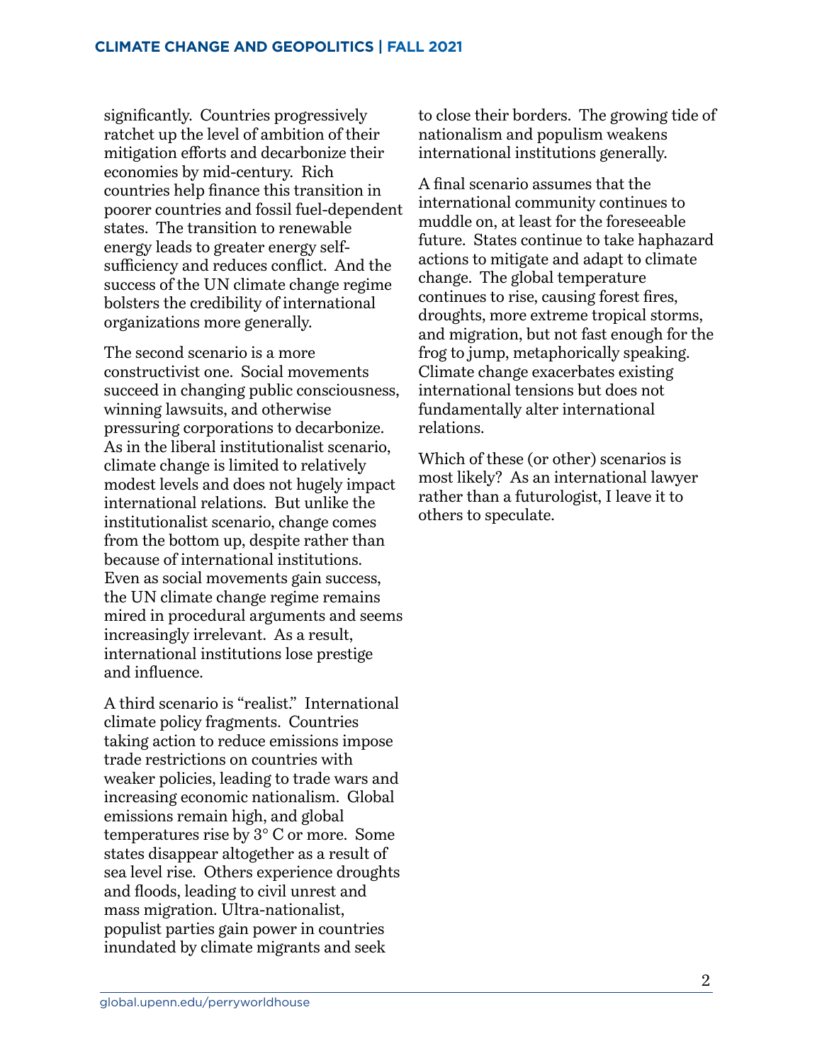significantly. Countries progressively ratchet up the level of ambition of their mitigation efforts and decarbonize their economies by mid-century. Rich countries help finance this transition in poorer countries and fossil fuel-dependent states. The transition to renewable energy leads to greater energy self-sufficiency and reduces conflict. And the success of the UN climate change regime bolsters the credibility of international organizations more generally.

The second scenario is a more constructivist one. Social movements succeed in changing public consciousness, winning lawsuits, and otherwise pressuring corporations to decarbonize. As in the liberal institutionalist scenario, climate change is limited to relatively modest levels and does not hugely impact international relations. But unlike the institutionalist scenario, change comes from the bottom up, despite rather than because of international institutions. Even as social movements gain success, the UN climate change regime remains mired in procedural arguments and seems increasingly irrelevant. As a result, international institutions lose prestige and influence.

A third scenario is "realist." International climate policy fragments. Countries taking action to reduce emissions impose trade restrictions on countries with weaker policies, leading to trade wars and increasing economic nationalism. Global emissions remain high, and global temperatures rise by 3° C or more. Some states disappear altogether as a result of sea level rise. Others experience droughts and floods, leading to civil unrest and mass migration. Ultra-nationalist, populist parties gain power in countries inundated by climate migrants and seek to close their borders. The growing tide of nationalism and populism weakens international institutions generally.

A final scenario assumes that the international community continues to muddle on, at least for the foreseeable future. States continue to take haphazard actions to mitigate and adapt to climate change. The global temperature continues to rise, causing forest fires, droughts, more extreme tropical storms, and migration, but not fast enough for the frog to jump, metaphorically speaking. Climate change exacerbates existing international tensions but does not fundamentally alter international relations.

Which of these (or other) scenarios is most likely? As an international lawyer rather than a futurologist, I leave it to others to speculate.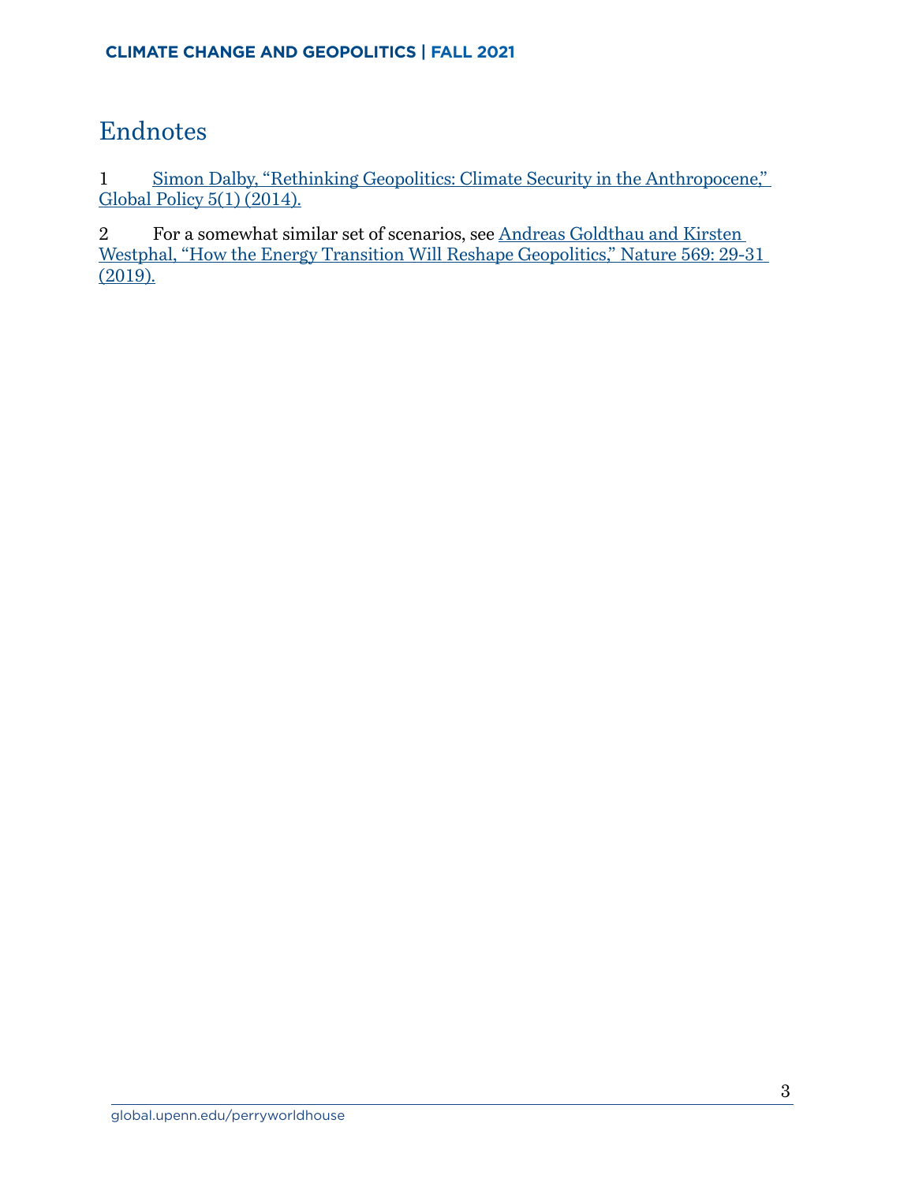## Endnotes

1 Simon Dalby, "Rethinking Geopolitics: Climate Security in the Anthropocene," Global Policy 5(1) (2014).

2 For a somewhat similar set of scenarios, see Andreas Goldthau and Kirsten Westphal, "How the Energy Transition Will Reshape Geopolitics," Nature 569: 29-31 (2019).